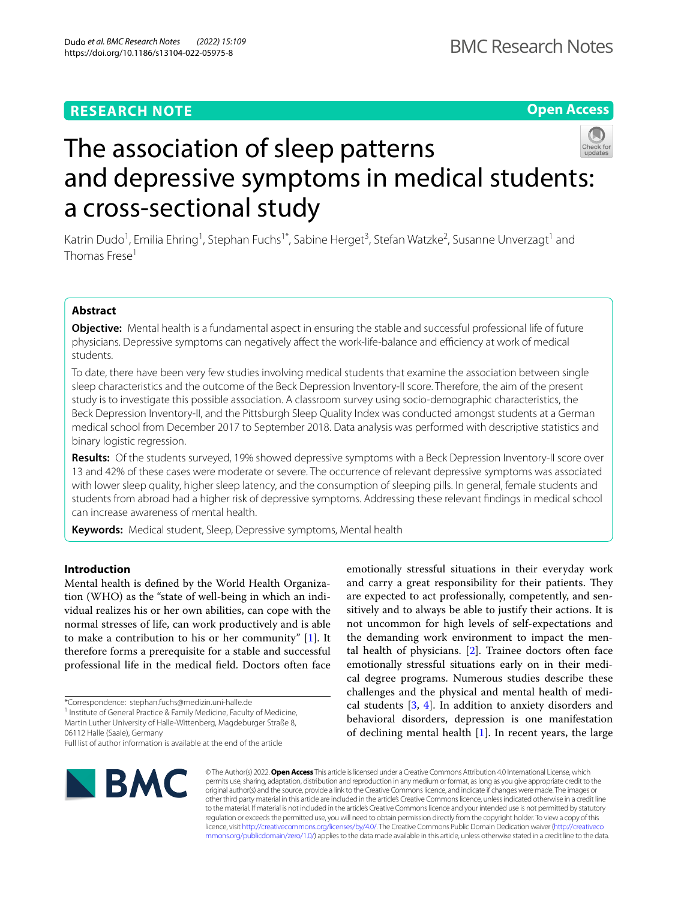RESEARCH NOTE

Open Access

# The association of sleep patterns and depressive symptoms in medical students: a cross-sectional study

Katrin Dudo[1], Emilia Ehring[1], Stephan Fuchs[1*], Sabine Herget[3], Stefan Watzke[2], Susanne Unverzagt[1] and Thomas Frese[1]

## Abstract

**Objective:** Mental health is a fundamental aspect in ensuring the stable and successful professional life of future physicians. Depressive symptoms can negatively affect the work-life-balance and efficiency at work of medical students.

To date, there have been very few studies involving medical students that examine the association between single sleep characteristics and the outcome of the Beck Depression Inventory-II score. Therefore, the aim of the present study is to investigate this possible association. A classroom survey using socio-demographic characteristics, the Beck Depression Inventory-II, and the Pittsburgh Sleep Quality Index was conducted amongst students at a German medical school from December 2017 to September 2018. Data analysis was performed with descriptive statistics and binary logistic regression.

**Results:** Of the students surveyed, 19% showed depressive symptoms with a Beck Depression Inventory-II score over 13 and 42% of these cases were moderate or severe. The occurrence of relevant depressive symptoms was associated with lower sleep quality, higher sleep latency, and the consumption of sleeping pills. In general, female students and students from abroad had a higher risk of depressive symptoms. Addressing these relevant findings in medical school can increase awareness of mental health.

**Keywords:** Medical student, Sleep, Depressive symptoms, Mental health

## Introduction

Mental health is defined by the World Health Organization (WHO) as the "state of well-being in which an individual realizes his or her own abilities, can cope with the normal stresses of life, can work productively and is able to make a contribution to his or her community" [1]. It therefore forms a prerequisite for a stable and successful professional life in the medical field. Doctors often face emotionally stressful situations in their everyday work and carry a great responsibility for their patients. They are expected to act professionally, competently, and sensitively and to always be able to justify their actions. It is not uncommon for high levels of self-expectations and the demanding work environment to impact the mental health of physicians. [2]. Trainee doctors often face emotionally stressful situations early on in their medical degree programs. Numerous studies describe these challenges and the physical and mental health of medical students [3, 4]. In addition to anxiety disorders and behavioral disorders, depression is one manifestation of declining mental health [1]. In recent years, the large

*Correspondence: stephan.fuchs@medizin.uni-halle.de
[1] Institute of General Practice & Family Medicine, Faculty of Medicine, Martin Luther University of Halle-Wittenberg, Magdeburger Straße 8, 06112 Halle (Saale), Germany
Full list of author information is available at the end of the article

© The Author(s) 2022. **Open Access** This article is licensed under a Creative Commons Attribution 4.0 International License, which permits use, sharing, adaptation, distribution and reproduction in any medium or format, as long as you give appropriate credit to the original author(s) and the source, provide a link to the Creative Commons licence, and indicate if changes were made. The images or other third party material in this article are included in the article's Creative Commons licence, unless indicated otherwise in a credit line to the material. If material is not included in the article's Creative Commons licence and your intended use is not permitted by statutory regulation or exceeds the permitted use, you will need to obtain permission directly from the copyright holder. To view a copy of this licence, visit http://creativecommons.org/licenses/by/4.0/. The Creative Commons Public Domain Dedication waiver (http://creativecommons.org/publicdomain/zero/1.0/) applies to the data made available in this article, unless otherwise stated in a credit line to the data.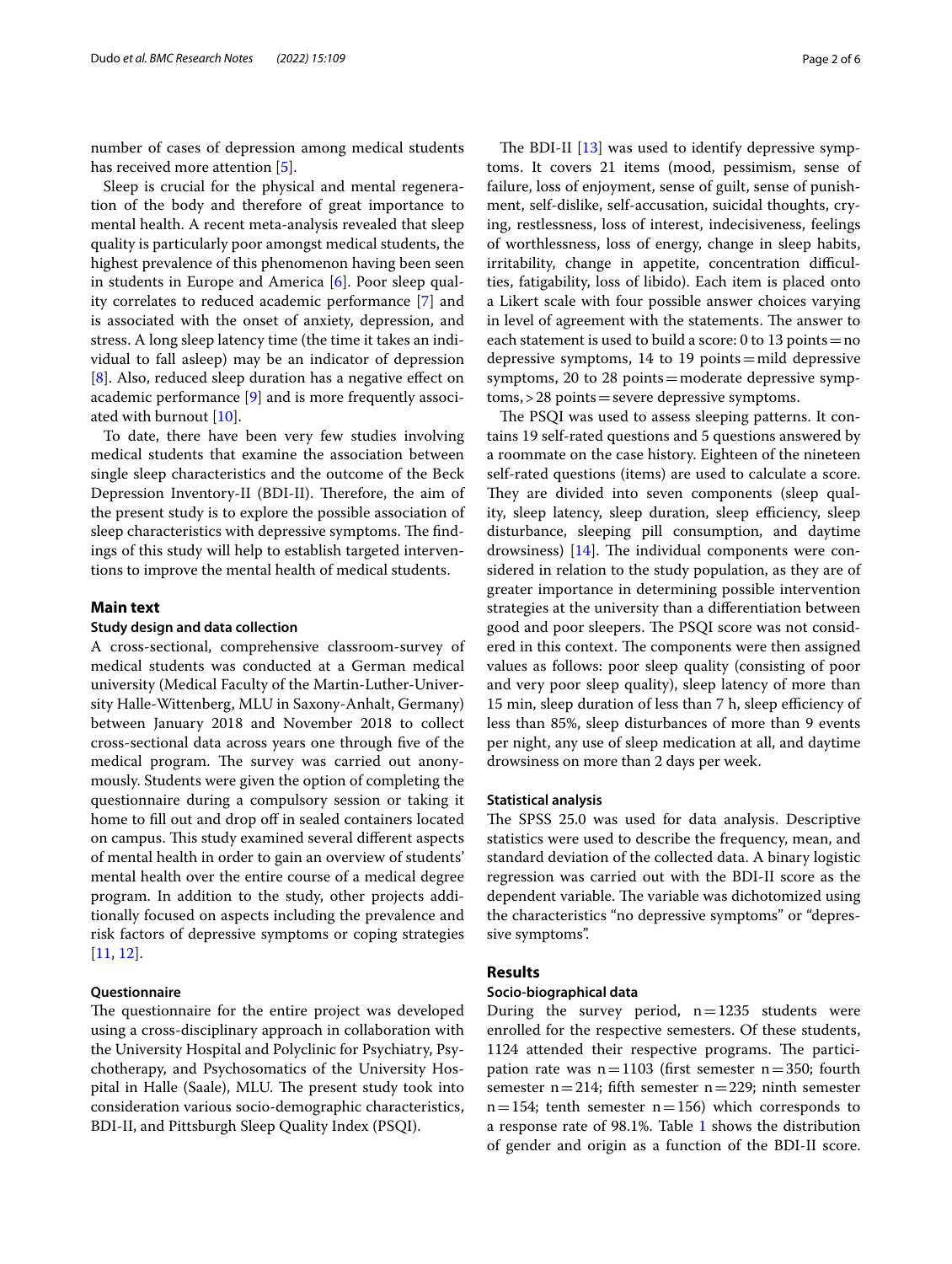number of cases of depression among medical students has received more attention [5].

Sleep is crucial for the physical and mental regeneration of the body and therefore of great importance to mental health. A recent meta-analysis revealed that sleep quality is particularly poor amongst medical students, the highest prevalence of this phenomenon having been seen in students in Europe and America [6]. Poor sleep quality correlates to reduced academic performance [7] and is associated with the onset of anxiety, depression, and stress. A long sleep latency time (the time it takes an individual to fall asleep) may be an indicator of depression [8]. Also, reduced sleep duration has a negative effect on academic performance [9] and is more frequently associated with burnout [10].

To date, there have been very few studies involving medical students that examine the association between single sleep characteristics and the outcome of the Beck Depression Inventory-II (BDI-II). Therefore, the aim of the present study is to explore the possible association of sleep characteristics with depressive symptoms. The findings of this study will help to establish targeted interventions to improve the mental health of medical students.

## Main text

### Study design and data collection

A cross-sectional, comprehensive classroom-survey of medical students was conducted at a German medical university (Medical Faculty of the Martin-Luther-University Halle-Wittenberg, MLU in Saxony-Anhalt, Germany) between January 2018 and November 2018 to collect cross-sectional data across years one through five of the medical program. The survey was carried out anonymously. Students were given the option of completing the questionnaire during a compulsory session or taking it home to fill out and drop off in sealed containers located on campus. This study examined several different aspects of mental health in order to gain an overview of students' mental health over the entire course of a medical degree program. In addition to the study, other projects additionally focused on aspects including the prevalence and risk factors of depressive symptoms or coping strategies [11, 12].

### Questionnaire

The questionnaire for the entire project was developed using a cross-disciplinary approach in collaboration with the University Hospital and Polyclinic for Psychiatry, Psychotherapy, and Psychosomatics of the University Hospital in Halle (Saale), MLU. The present study took into consideration various socio-demographic characteristics, BDI-II, and Pittsburgh Sleep Quality Index (PSQI).

The BDI-II [13] was used to identify depressive symptoms. It covers 21 items (mood, pessimism, sense of failure, loss of enjoyment, sense of guilt, sense of punishment, self-dislike, self-accusation, suicidal thoughts, crying, restlessness, loss of interest, indecisiveness, feelings of worthlessness, loss of energy, change in sleep habits, irritability, change in appetite, concentration difficulties, fatigability, loss of libido). Each item is placed onto a Likert scale with four possible answer choices varying in level of agreement with the statements. The answer to each statement is used to build a score: 0 to 13 points = no depressive symptoms, 14 to 19 points = mild depressive symptoms, 20 to 28 points = moderate depressive symptoms, > 28 points = severe depressive symptoms.

The PSQI was used to assess sleeping patterns. It contains 19 self-rated questions and 5 questions answered by a roommate on the case history. Eighteen of the nineteen self-rated questions (items) are used to calculate a score. They are divided into seven components (sleep quality, sleep latency, sleep duration, sleep efficiency, sleep disturbance, sleeping pill consumption, and daytime drowsiness) [14]. The individual components were considered in relation to the study population, as they are of greater importance in determining possible intervention strategies at the university than a differentiation between good and poor sleepers. The PSQI score was not considered in this context. The components were then assigned values as follows: poor sleep quality (consisting of poor and very poor sleep quality), sleep latency of more than 15 min, sleep duration of less than 7 h, sleep efficiency of less than 85%, sleep disturbances of more than 9 events per night, any use of sleep medication at all, and daytime drowsiness on more than 2 days per week.

### Statistical analysis

The SPSS 25.0 was used for data analysis. Descriptive statistics were used to describe the frequency, mean, and standard deviation of the collected data. A binary logistic regression was carried out with the BDI-II score as the dependent variable. The variable was dichotomized using the characteristics "no depressive symptoms" or "depressive symptoms".

## Results

### Socio-biographical data

During the survey period, n = 1235 students were enrolled for the respective semesters. Of these students, 1124 attended their respective programs. The participation rate was n = 1103 (first semester n = 350; fourth semester n = 214; fifth semester n = 229; ninth semester n = 154; tenth semester n = 156) which corresponds to a response rate of 98.1%. Table 1 shows the distribution of gender and origin as a function of the BDI-II score.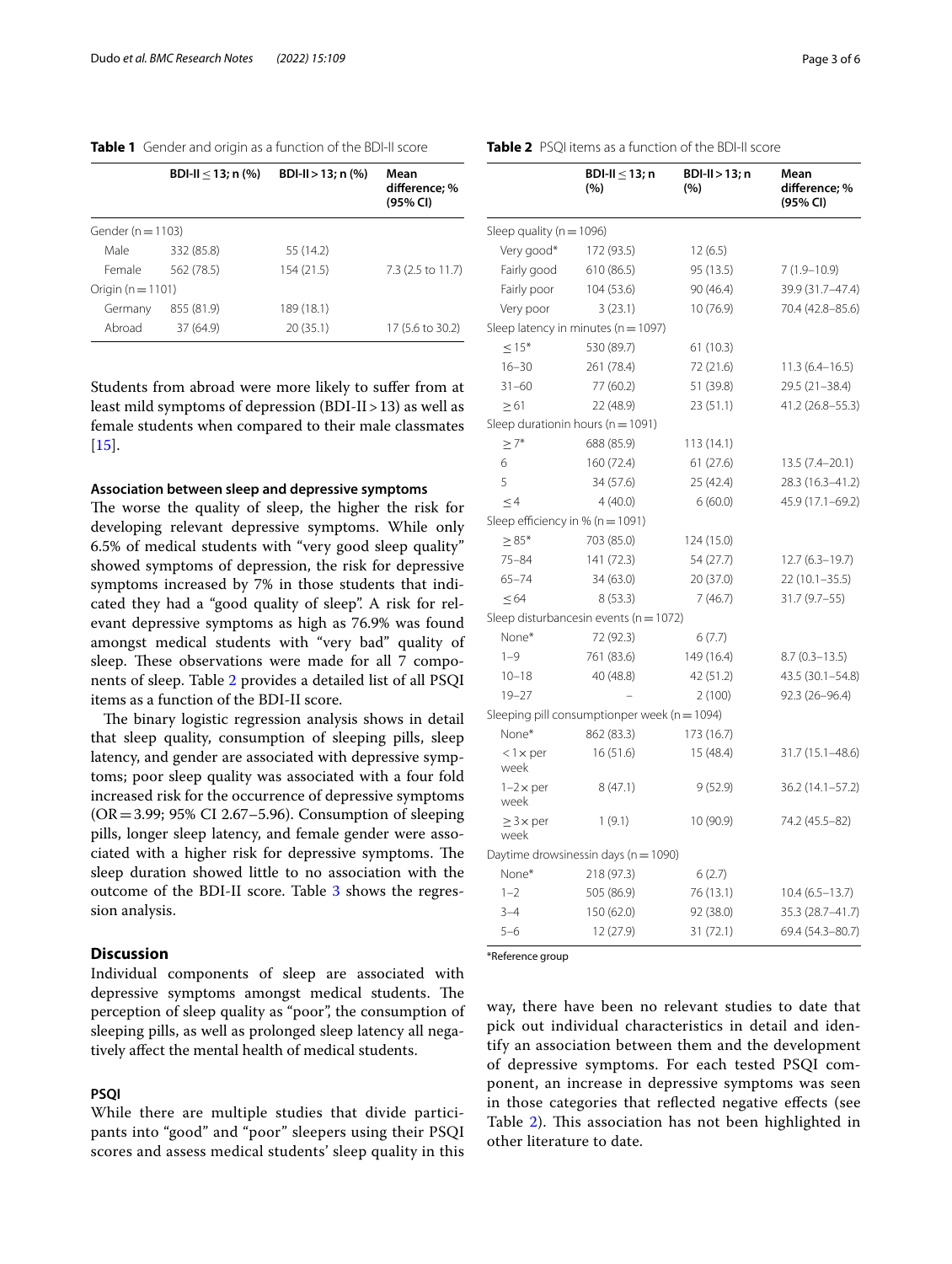**Table 1** Gender and origin as a function of the BDI-II score

| | BDI-II ≤ 13; n (%) | BDI-II > 13; n (%) | Mean difference; % (95% CI) |
|---|---|---|---|
| Gender (n = 1103) | | | |
| Male | 332 (85.8) | 55 (14.2) | |
| Female | 562 (78.5) | 154 (21.5) | 7.3 (2.5 to 11.7) |
| Origin (n = 1101) | | | |
| Germany | 855 (81.9) | 189 (18.1) | |
| Abroad | 37 (64.9) | 20 (35.1) | 17 (5.6 to 30.2) |

Students from abroad were more likely to suffer from at least mild symptoms of depression (BDI-II > 13) as well as female students when compared to their male classmates [15].

### Association between sleep and depressive symptoms

The worse the quality of sleep, the higher the risk for developing relevant depressive symptoms. While only 6.5% of medical students with "very good sleep quality" showed symptoms of depression, the risk for depressive symptoms increased by 7% in those students that indicated they had a "good quality of sleep". A risk for relevant depressive symptoms as high as 76.9% was found amongst medical students with "very bad" quality of sleep. These observations were made for all 7 components of sleep. Table 2 provides a detailed list of all PSQI items as a function of the BDI-II score.

The binary logistic regression analysis shows in detail that sleep quality, consumption of sleeping pills, sleep latency, and gender are associated with depressive symptoms; poor sleep quality was associated with a four fold increased risk for the occurrence of depressive symptoms (OR = 3.99; 95% CI 2.67–5.96). Consumption of sleeping pills, longer sleep latency, and female gender were associated with a higher risk for depressive symptoms. The sleep duration showed little to no association with the outcome of the BDI-II score. Table 3 shows the regression analysis.

**Table 2** PSQI items as a function of the BDI-II score

| | BDI-II ≤ 13; n (%) | BDI-II > 13; n (%) | Mean difference; % (95% CI) |
|---|---|---|---|
| Sleep quality (n = 1096) | | | |
| Very good* | 172 (93.5) | 12 (6.5) | |
| Fairly good | 610 (86.5) | 95 (13.5) | 7 (1.9–10.9) |
| Fairly poor | 104 (53.6) | 90 (46.4) | 39.9 (31.7–47.4) |
| Very poor | 3 (23.1) | 10 (76.9) | 70.4 (42.8–85.6) |
| Sleep latency in minutes (n = 1097) | | | |
| ≤ 15* | 530 (89.7) | 61 (10.3) | |
| 16–30 | 261 (78.4) | 72 (21.6) | 11.3 (6.4–16.5) |
| 31–60 | 77 (60.2) | 51 (39.8) | 29.5 (21–38.4) |
| ≥ 61 | 22 (48.9) | 23 (51.1) | 41.2 (26.8–55.3) |
| Sleep durationin hours (n = 1091) | | | |
| ≥ 7* | 688 (85.9) | 113 (14.1) | |
| 6 | 160 (72.4) | 61 (27.6) | 13.5 (7.4–20.1) |
| 5 | 34 (57.6) | 25 (42.4) | 28.3 (16.3–41.2) |
| ≤ 4 | 4 (40.0) | 6 (60.0) | 45.9 (17.1–69.2) |
| Sleep efficiency in % (n = 1091) | | | |
| ≥ 85* | 703 (85.0) | 124 (15.0) | |
| 75–84 | 141 (72.3) | 54 (27.7) | 12.7 (6.3–19.7) |
| 65–74 | 34 (63.0) | 20 (37.0) | 22 (10.1–35.5) |
| ≤ 64 | 8 (53.3) | 7 (46.7) | 31.7 (9.7–55) |
| Sleep disturbancesin events (n = 1072) | | | |
| None* | 72 (92.3) | 6 (7.7) | |
| 1–9 | 761 (83.6) | 149 (16.4) | 8.7 (0.3–13.5) |
| 10–18 | 40 (48.8) | 42 (51.2) | 43.5 (30.1–54.8) |
| 19–27 | – | 2 (100) | 92.3 (26–96.4) |
| Sleeping pill consumptionper week (n = 1094) | | | |
| None* | 862 (83.3) | 173 (16.7) | |
| < 1× per week | 16 (51.6) | 15 (48.4) | 31.7 (15.1–48.6) |
| 1–2× per week | 8 (47.1) | 9 (52.9) | 36.2 (14.1–57.2) |
| ≥ 3× per week | 1 (9.1) | 10 (90.9) | 74.2 (45.5–82) |
| Daytime drowsinessin days (n = 1090) | | | |
| None* | 218 (97.3) | 6 (2.7) | |
| 1–2 | 505 (86.9) | 76 (13.1) | 10.4 (6.5–13.7) |
| 3–4 | 150 (62.0) | 92 (38.0) | 35.3 (28.7–41.7) |
| 5–6 | 12 (27.9) | 31 (72.1) | 69.4 (54.3–80.7) |

*Reference group

## Discussion

Individual components of sleep are associated with depressive symptoms amongst medical students. The perception of sleep quality as "poor", the consumption of sleeping pills, as well as prolonged sleep latency all negatively affect the mental health of medical students.

### PSQI

While there are multiple studies that divide participants into "good" and "poor" sleepers using their PSQI scores and assess medical students' sleep quality in this way, there have been no relevant studies to date that pick out individual characteristics in detail and identify an association between them and the development of depressive symptoms. For each tested PSQI component, an increase in depressive symptoms was seen in those categories that reflected negative effects (see Table 2). This association has not been highlighted in other literature to date.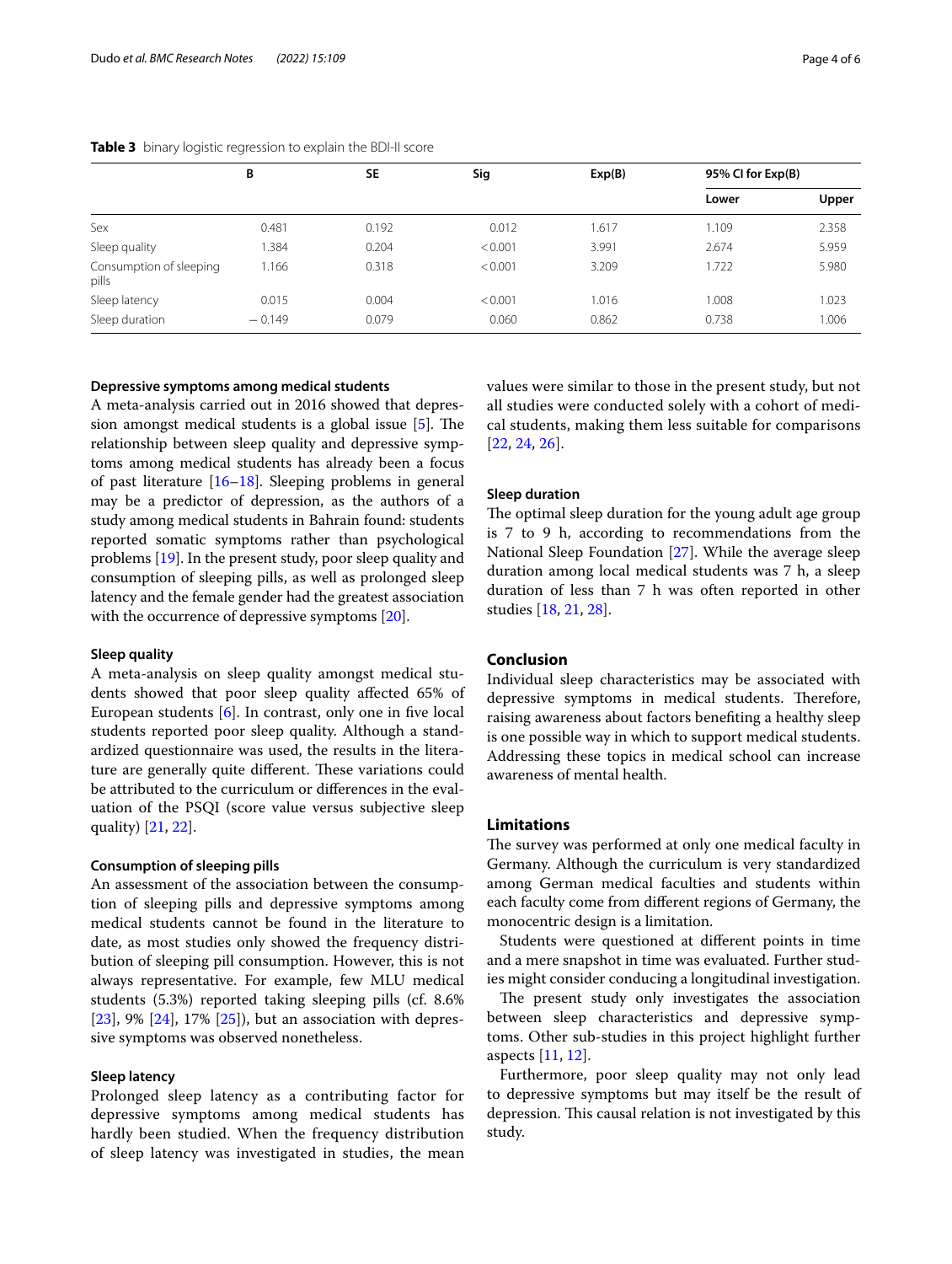**Table 3** binary logistic regression to explain the BDI-II score

| | B | SE | Sig | Exp(B) | 95% CI for Exp(B) | |
|---|---|---|---|---|---|---|
| | | | | | Lower | Upper |
| Sex | 0.481 | 0.192 | 0.012 | 1.617 | 1.109 | 2.358 |
| Sleep quality | 1.384 | 0.204 | < 0.001 | 3.991 | 2.674 | 5.959 |
| Consumption of sleeping pills | 1.166 | 0.318 | < 0.001 | 3.209 | 1.722 | 5.980 |
| Sleep latency | 0.015 | 0.004 | < 0.001 | 1.016 | 1.008 | 1.023 |
| Sleep duration | − 0.149 | 0.079 | 0.060 | 0.862 | 0.738 | 1.006 |

### Depressive symptoms among medical students

A meta-analysis carried out in 2016 showed that depression amongst medical students is a global issue [5]. The relationship between sleep quality and depressive symptoms among medical students has already been a focus of past literature [16–18]. Sleeping problems in general may be a predictor of depression, as the authors of a study among medical students in Bahrain found: students reported somatic symptoms rather than psychological problems [19]. In the present study, poor sleep quality and consumption of sleeping pills, as well as prolonged sleep latency and the female gender had the greatest association with the occurrence of depressive symptoms [20].

### Sleep quality

A meta-analysis on sleep quality amongst medical students showed that poor sleep quality affected 65% of European students [6]. In contrast, only one in five local students reported poor sleep quality. Although a standardized questionnaire was used, the results in the literature are generally quite different. These variations could be attributed to the curriculum or differences in the evaluation of the PSQI (score value versus subjective sleep quality) [21, 22].

### Consumption of sleeping pills

An assessment of the association between the consumption of sleeping pills and depressive symptoms among medical students cannot be found in the literature to date, as most studies only showed the frequency distribution of sleeping pill consumption. However, this is not always representative. For example, few MLU medical students (5.3%) reported taking sleeping pills (cf. 8.6% [23], 9% [24], 17% [25]), but an association with depressive symptoms was observed nonetheless.

### Sleep latency

Prolonged sleep latency as a contributing factor for depressive symptoms among medical students has hardly been studied. When the frequency distribution of sleep latency was investigated in studies, the mean values were similar to those in the present study, but not all studies were conducted solely with a cohort of medical students, making them less suitable for comparisons [22, 24, 26].

### Sleep duration

The optimal sleep duration for the young adult age group is 7 to 9 h, according to recommendations from the National Sleep Foundation [27]. While the average sleep duration among local medical students was 7 h, a sleep duration of less than 7 h was often reported in other studies [18, 21, 28].

## Conclusion

Individual sleep characteristics may be associated with depressive symptoms in medical students. Therefore, raising awareness about factors benefiting a healthy sleep is one possible way in which to support medical students. Addressing these topics in medical school can increase awareness of mental health.

## Limitations

The survey was performed at only one medical faculty in Germany. Although the curriculum is very standardized among German medical faculties and students within each faculty come from different regions of Germany, the monocentric design is a limitation.

Students were questioned at different points in time and a mere snapshot in time was evaluated. Further studies might consider conducing a longitudinal investigation.

The present study only investigates the association between sleep characteristics and depressive symptoms. Other sub-studies in this project highlight further aspects [11, 12].

Furthermore, poor sleep quality may not only lead to depressive symptoms but may itself be the result of depression. This causal relation is not investigated by this study.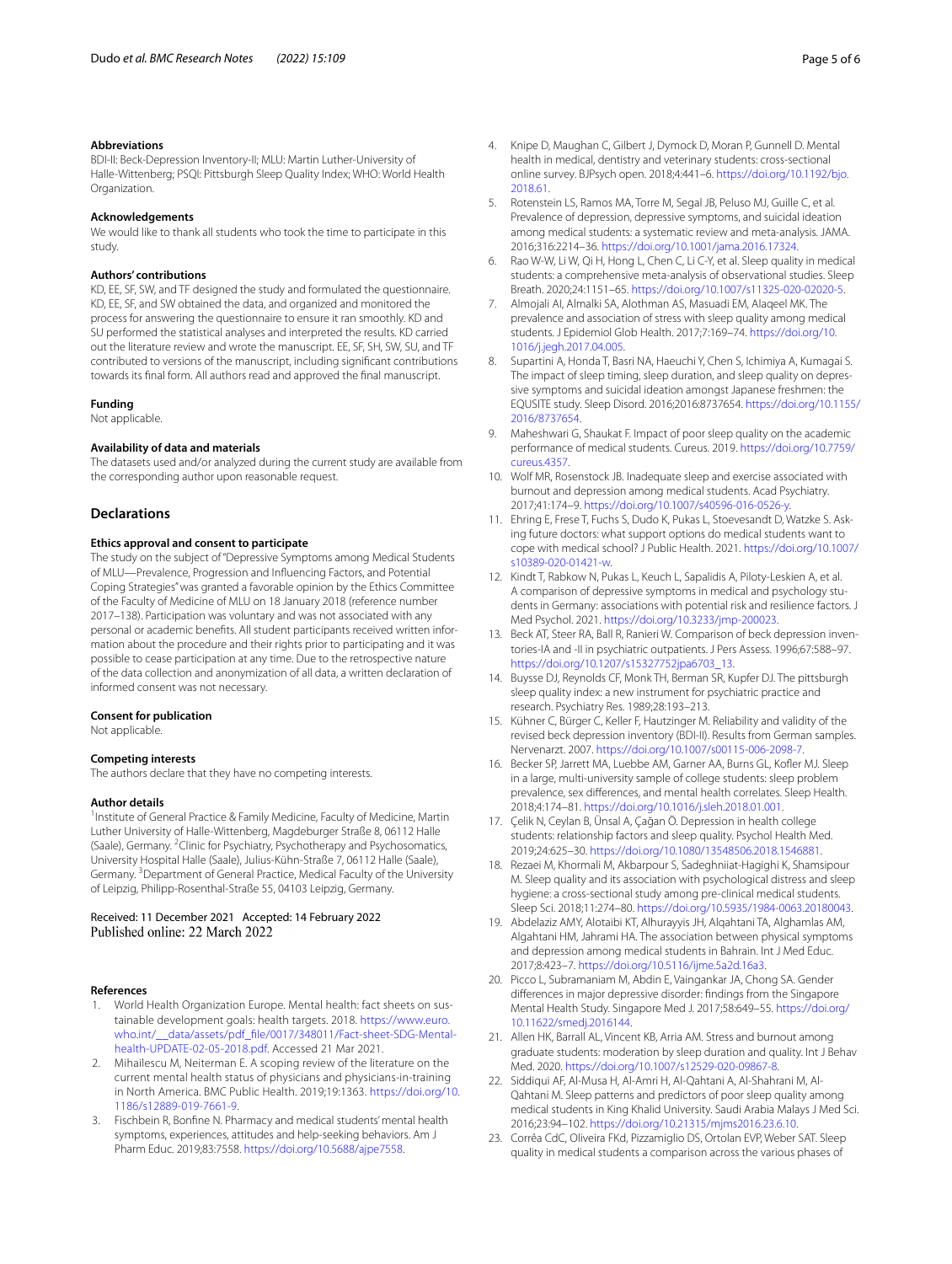#### Abbreviations

BDI-II: Beck-Depression Inventory-II; MLU: Martin Luther-University of Halle-Wittenberg; PSQI: Pittsburgh Sleep Quality Index; WHO: World Health Organization.

#### Acknowledgements

We would like to thank all students who took the time to participate in this study.

#### Authors' contributions

KD, EE, SF, SW, and TF designed the study and formulated the questionnaire. KD, EE, SF, and SW obtained the data, and organized and monitored the process for answering the questionnaire to ensure it ran smoothly. KD and SU performed the statistical analyses and interpreted the results. KD carried out the literature review and wrote the manuscript. EE, SF, SH, SW, SU, and TF contributed to versions of the manuscript, including significant contributions towards its final form. All authors read and approved the final manuscript.

#### Funding

Not applicable.

#### Availability of data and materials

The datasets used and/or analyzed during the current study are available from the corresponding author upon reasonable request.

## Declarations

#### Ethics approval and consent to participate

The study on the subject of "Depressive Symptoms among Medical Students of MLU—Prevalence, Progression and Influencing Factors, and Potential Coping Strategies" was granted a favorable opinion by the Ethics Committee of the Faculty of Medicine of MLU on 18 January 2018 (reference number 2017–138). Participation was voluntary and was not associated with any personal or academic benefits. All student participants received written information about the procedure and their rights prior to participating and it was possible to cease participation at any time. Due to the retrospective nature of the data collection and anonymization of all data, a written declaration of informed consent was not necessary.

#### Consent for publication

Not applicable.

#### Competing interests

The authors declare that they have no competing interests.

#### Author details

[1]Institute of General Practice & Family Medicine, Faculty of Medicine, Martin Luther University of Halle-Wittenberg, Magdeburger Straße 8, 06112 Halle (Saale), Germany. [2]Clinic for Psychiatry, Psychotherapy and Psychosomatics, University Hospital Halle (Saale), Julius-Kühn-Straße 7, 06112 Halle (Saale), Germany. [3]Department of General Practice, Medical Faculty of the University of Leipzig, Philipp-Rosenthal-Straße 55, 04103 Leipzig, Germany.

Received: 11 December 2021 Accepted: 14 February 2022
Published online: 22 March 2022

#### References

1. World Health Organization Europe. Mental health: fact sheets on sustainable development goals: health targets. 2018. https://www.euro.who.int/__data/assets/pdf_file/0017/348011/Fact-sheet-SDG-Mental-health-UPDATE-02-05-2018.pdf. Accessed 21 Mar 2021.
2. Mihailescu M, Neiterman E. A scoping review of the literature on the current mental health status of physicians and physicians-in-training in North America. BMC Public Health. 2019;19:1363. https://doi.org/10.1186/s12889-019-7661-9.
3. Fischbein R, Bonfine N. Pharmacy and medical students' mental health symptoms, experiences, attitudes and help-seeking behaviors. Am J Pharm Educ. 2019;83:7558. https://doi.org/10.5688/ajpe7558.
4. Knipe D, Maughan C, Gilbert J, Dymock D, Moran P, Gunnell D. Mental health in medical, dentistry and veterinary students: cross-sectional online survey. BJPsych open. 2018;4:441–6. https://doi.org/10.1192/bjo.2018.61.
5. Rotenstein LS, Ramos MA, Torre M, Segal JB, Peluso MJ, Guille C, et al. Prevalence of depression, depressive symptoms, and suicidal ideation among medical students: a systematic review and meta-analysis. JAMA. 2016;316:2214–36. https://doi.org/10.1001/jama.2016.17324.
6. Rao W-W, Li W, Qi H, Hong L, Chen C, Li C-Y, et al. Sleep quality in medical students: a comprehensive meta-analysis of observational studies. Sleep Breath. 2020;24:1151–65. https://doi.org/10.1007/s11325-020-02020-5.
7. Almojali AI, Almalki SA, Alothman AS, Masuadi EM, Alaqeel MK. The prevalence and association of stress with sleep quality among medical students. J Epidemiol Glob Health. 2017;7:169–74. https://doi.org/10.1016/j.jegh.2017.04.005.
8. Supartini A, Honda T, Basri NA, Haeuchi Y, Chen S, Ichimiya A, Kumagai S. The impact of sleep timing, sleep duration, and sleep quality on depressive symptoms and suicidal ideation amongst Japanese freshmen: the EQUSITE study. Sleep Disord. 2016;2016:8737654. https://doi.org/10.1155/2016/8737654.
9. Maheshwari G, Shaukat F. Impact of poor sleep quality on the academic performance of medical students. Cureus. 2019. https://doi.org/10.7759/cureus.4357.
10. Wolf MR, Rosenstock JB. Inadequate sleep and exercise associated with burnout and depression among medical students. Acad Psychiatry. 2017;41:174–9. https://doi.org/10.1007/s40596-016-0526-y.
11. Ehring E, Frese T, Fuchs S, Dudo K, Pukas L, Stoevesandt D, Watzke S. Asking future doctors: what support options do medical students want to cope with medical school? J Public Health. 2021. https://doi.org/10.1007/s10389-020-01421-w.
12. Kindt T, Rabkow N, Pukas L, Keuch L, Sapalidis A, Piloty-Leskien A, et al. A comparison of depressive symptoms in medical and psychology students in Germany: associations with potential risk and resilience factors. J Med Psychol. 2021. https://doi.org/10.3233/jmp-200023.
13. Beck AT, Steer RA, Ball R, Ranieri W. Comparison of beck depression inventories-IA and -II in psychiatric outpatients. J Pers Assess. 1996;67:588–97. https://doi.org/10.1207/s15327752jpa6703_13.
14. Buysse DJ, Reynolds CF, Monk TH, Berman SR, Kupfer DJ. The pittsburgh sleep quality index: a new instrument for psychiatric practice and research. Psychiatry Res. 1989;28:193–213.
15. Kühner C, Bürger C, Keller F, Hautzinger M. Reliability and validity of the revised beck depression inventory (BDI-II). Results from German samples. Nervenarzt. 2007. https://doi.org/10.1007/s00115-006-2098-7.
16. Becker SP, Jarrett MA, Luebbe AM, Garner AA, Burns GL, Kofler MJ. Sleep in a large, multi-university sample of college students: sleep problem prevalence, sex differences, and mental health correlates. Sleep Health. 2018;4:174–81. https://doi.org/10.1016/j.sleh.2018.01.001.
17. Çelik N, Ceylan B, Ünsal A, Çağan Ö. Depression in health college students: relationship factors and sleep quality. Psychol Health Med. 2019;24:625–30. https://doi.org/10.1080/13548506.2018.1546881.
18. Rezaei M, Khormali M, Akbarpour S, Sadeghniiat-Hagighi K, Shamsipour M. Sleep quality and its association with psychological distress and sleep hygiene: a cross-sectional study among pre-clinical medical students. Sleep Sci. 2018;11:274–80. https://doi.org/10.5935/1984-0063.20180043.
19. Abdelaziz AMY, Alotaibi KT, Alhurayyis JH, Alqahtani TA, Alghamlas AM, Algahtani HM, Jahrami HA. The association between physical symptoms and depression among medical students in Bahrain. Int J Med Educ. 2017;8:423–7. https://doi.org/10.5116/ijme.5a2d.16a3.
20. Picco L, Subramaniam M, Abdin E, Vaingankar JA, Chong SA. Gender differences in major depressive disorder: findings from the Singapore Mental Health Study. Singapore Med J. 2017;58:649–55. https://doi.org/10.11622/smedj.2016144.
21. Allen HK, Barrall AL, Vincent KB, Arria AM. Stress and burnout among graduate students: moderation by sleep duration and quality. Int J Behav Med. 2020. https://doi.org/10.1007/s12529-020-09867-8.
22. Siddiqui AF, Al-Musa H, Al-Amri H, Al-Qahtani A, Al-Shahrani M, Al-Qahtani M. Sleep patterns and predictors of poor sleep quality among medical students in King Khalid University. Saudi Arabia Malays J Med Sci. 2016;23:94–102. https://doi.org/10.21315/mjms2016.23.6.10.
23. Corrêa CdC, Oliveira FKd, Pizzamiglio DS, Ortolan EVP, Weber SAT. Sleep quality in medical students a comparison across the various phases of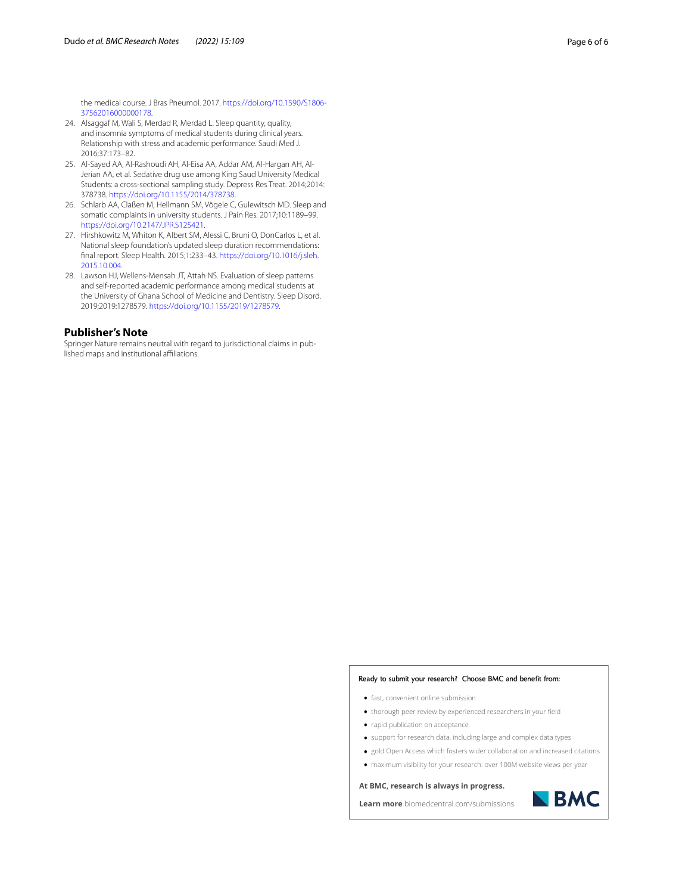the medical course. J Bras Pneumol. 2017. https://doi.org/10.1590/S1806-37562016000000178.

24. Alsaggaf M, Wali S, Merdad R, Merdad L. Sleep quantity, quality, and insomnia symptoms of medical students during clinical years. Relationship with stress and academic performance. Saudi Med J. 2016;37:173–82.
25. Al-Sayed AA, Al-Rashoudi AH, Al-Eisa AA, Addar AM, Al-Hargan AH, Al-Jerian AA, et al. Sedative drug use among King Saud University Medical Students: a cross-sectional sampling study. Depress Res Treat. 2014;2014:378738. https://doi.org/10.1155/2014/378738.
26. Schlarb AA, Claßen M, Hellmann SM, Vögele C, Gulewitsch MD. Sleep and somatic complaints in university students. J Pain Res. 2017;10:1189–99. https://doi.org/10.2147/JPR.S125421.
27. Hirshkowitz M, Whiton K, Albert SM, Alessi C, Bruni O, DonCarlos L, et al. National sleep foundation's updated sleep duration recommendations: final report. Sleep Health. 2015;1:233–43. https://doi.org/10.1016/j.sleh.2015.10.004.
28. Lawson HJ, Wellens-Mensah JT, Attah NS. Evaluation of sleep patterns and self-reported academic performance among medical students at the University of Ghana School of Medicine and Dentistry. Sleep Disord. 2019;2019:1278579. https://doi.org/10.1155/2019/1278579.

## Publisher's Note

Springer Nature remains neutral with regard to jurisdictional claims in published maps and institutional affiliations.

Ready to submit your research? Choose BMC and benefit from:

- fast, convenient online submission
- thorough peer review by experienced researchers in your field
- rapid publication on acceptance
- support for research data, including large and complex data types
- gold Open Access which fosters wider collaboration and increased citations
- maximum visibility for your research: over 100M website views per year

**At BMC, research is always in progress.**

**Learn more** biomedcentral.com/submissions

BMC